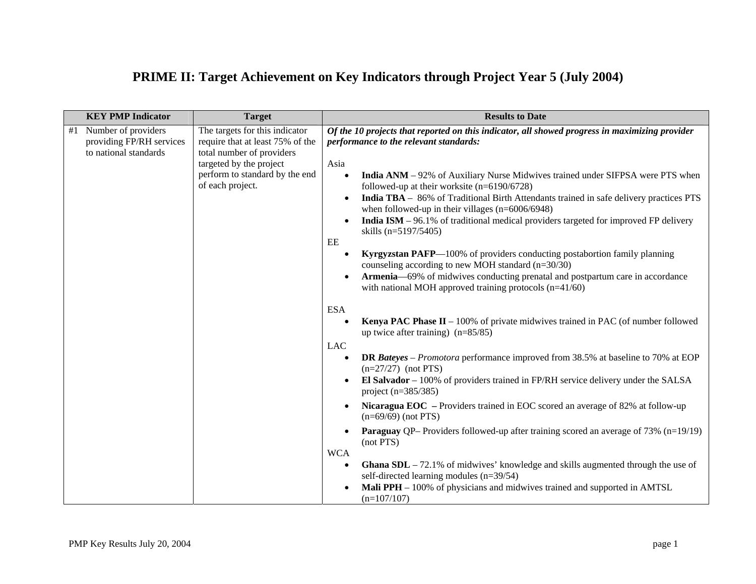# PRIME II: Target Achievement on Key Indicators through Project Year 5 (July 2004)

| KEY PMP Indicator | Target | Results to Date |
|---|---|---|
| #1 Number of providers providing FP/RH services to national standards | The targets for this indicator require that at least 75% of the total number of providers targeted by the project perform to standard by the end of each project. | ***Of the 10 projects that reported on this indicator, all showed progress in maximizing provider performance to the relevant standards:***<br><br>Asia<br>• **India ANM** – 92% of Auxiliary Nurse Midwives trained under SIFPSA were PTS when followed-up at their worksite (n=6190/6728)<br>• **India TBA** – 86% of Traditional Birth Attendants trained in safe delivery practices PTS when followed-up in their villages (n=6006/6948)<br>• **India ISM** – 96.1% of traditional medical providers targeted for improved FP delivery skills (n=5197/5405)<br>EE<br>• **Kyrgyzstan PAFP**—100% of providers conducting postabortion family planning counseling according to new MOH standard (n=30/30)<br>• **Armenia**—69% of midwives conducting prenatal and postpartum care in accordance with national MOH approved training protocols (n=41/60)<br><br>ESA<br>• **Kenya PAC Phase II** – 100% of private midwives trained in PAC (of number followed up twice after training) (n=85/85)<br>LAC<br>• **DR *Bateyes*** – *Promotora* performance improved from 38.5% at baseline to 70% at EOP (n=27/27) (not PTS)<br>• **El Salvador** – 100% of providers trained in FP/RH service delivery under the SALSA project (n=385/385)<br>• **Nicaragua EOC** – Providers trained in EOC scored an average of 82% at follow-up (n=69/69) (not PTS)<br>• **Paraguay** QP– Providers followed-up after training scored an average of 73% (n=19/19) (not PTS)<br>WCA<br>• **Ghana SDL** – 72.1% of midwives' knowledge and skills augmented through the use of self-directed learning modules (n=39/54)<br>• **Mali PPH** – 100% of physicians and midwives trained and supported in AMTSL (n=107/107) |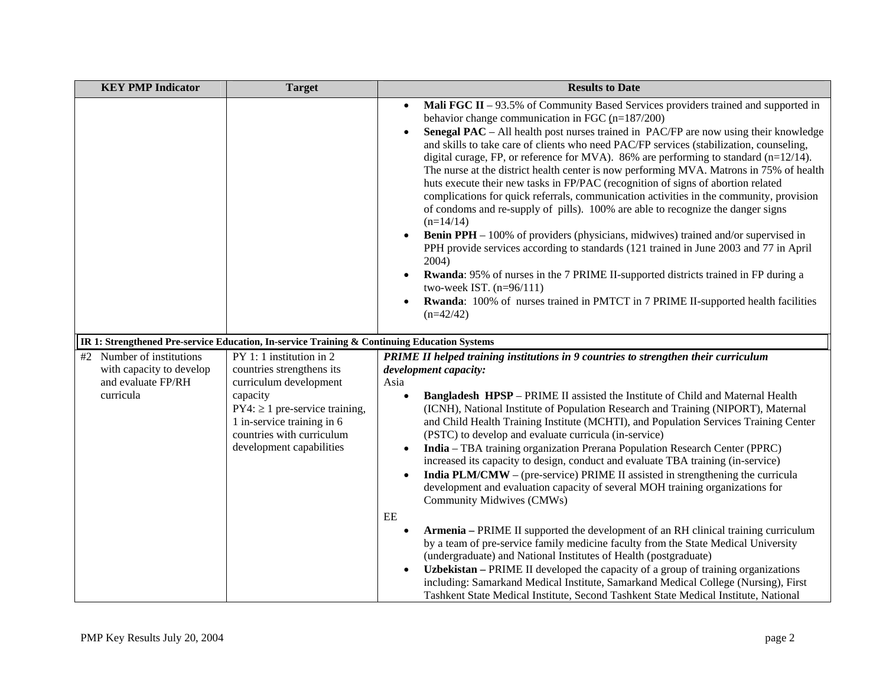| KEY PMP Indicator | Target | Results to Date |
|---|---|---|
| | | • **Mali FGC II** – 93.5% of Community Based Services providers trained and supported in behavior change communication in FGC (n=187/200)<br>• **Senegal PAC** – All health post nurses trained in PAC/FP are now using their knowledge and skills to take care of clients who need PAC/FP services (stabilization, counseling, digital curage, FP, or reference for MVA). 86% are performing to standard (n=12/14). The nurse at the district health center is now performing MVA. Matrons in 75% of health huts execute their new tasks in FP/PAC (recognition of signs of abortion related complications for quick referrals, communication activities in the community, provision of condoms and re-supply of pills). 100% are able to recognize the danger signs (n=14/14)<br>• **Benin PPH** – 100% of providers (physicians, midwives) trained and/or supervised in PPH provide services according to standards (121 trained in June 2003 and 77 in April 2004)<br>• **Rwanda**: 95% of nurses in the 7 PRIME II-supported districts trained in FP during a two-week IST. (n=96/111)<br>• **Rwanda**: 100% of nurses trained in PMTCT in 7 PRIME II-supported health facilities (n=42/42) |
| **IR 1: Strengthened Pre-service Education, In-service Training & Continuing Education Systems** | | |
| #2 Number of institutions with capacity to develop and evaluate FP/RH curricula | PY 1: 1 institution in 2 countries strengthens its curriculum development capacity<br>PY4: ≥ 1 pre-service training, 1 in-service training in 6 countries with curriculum development capabilities | ***PRIME II helped training institutions in 9 countries to strengthen their curriculum development capacity:***<br>Asia<br>• **Bangladesh HPSP** – PRIME II assisted the Institute of Child and Maternal Health (ICNH), National Institute of Population Research and Training (NIPORT), Maternal and Child Health Training Institute (MCHTI), and Population Services Training Center (PSTC) to develop and evaluate curricula (in-service)<br>• **India** – TBA training organization Prerana Population Research Center (PPRC) increased its capacity to design, conduct and evaluate TBA training (in-service)<br>• **India PLM/CMW** – (pre-service) PRIME II assisted in strengthening the curricula development and evaluation capacity of several MOH training organizations for Community Midwives (CMWs)<br>EE<br>• **Armenia –** PRIME II supported the development of an RH clinical training curriculum by a team of pre-service family medicine faculty from the State Medical University (undergraduate) and National Institutes of Health (postgraduate)<br>• **Uzbekistan –** PRIME II developed the capacity of a group of training organizations including: Samarkand Medical Institute, Samarkand Medical College (Nursing), First Tashkent State Medical Institute, Second Tashkent State Medical Institute, National |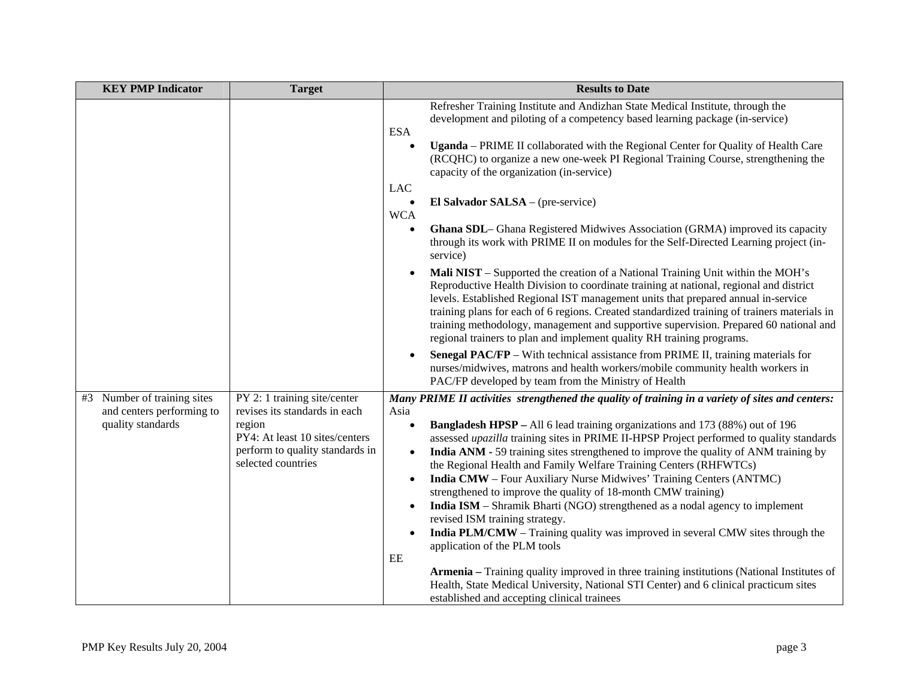| KEY PMP Indicator | Target | Results to Date |
|---|---|---|
| | | Refresher Training Institute and Andizhan State Medical Institute, through the development and piloting of a competency based learning package (in-service)<br>ESA<br>• **Uganda** – PRIME II collaborated with the Regional Center for Quality of Health Care (RCQHC) to organize a new one-week PI Regional Training Course, strengthening the capacity of the organization (in-service)<br>LAC<br>• **El Salvador SALSA** – (pre-service)<br>WCA<br>• **Ghana SDL**– Ghana Registered Midwives Association (GRMA) improved its capacity through its work with PRIME II on modules for the Self-Directed Learning project (in-service)<br>• **Mali NIST** – Supported the creation of a National Training Unit within the MOH's Reproductive Health Division to coordinate training at national, regional and district levels. Established Regional IST management units that prepared annual in-service training plans for each of 6 regions. Created standardized training of trainers materials in training methodology, management and supportive supervision. Prepared 60 national and regional trainers to plan and implement quality RH training programs.<br>• **Senegal PAC/FP** – With technical assistance from PRIME II, training materials for nurses/midwives, matrons and health workers/mobile community health workers in PAC/FP developed by team from the Ministry of Health |
| #3 Number of training sites and centers performing to quality standards | PY 2: 1 training site/center revises its standards in each region<br>PY4: At least 10 sites/centers perform to quality standards in selected countries | ***Many PRIME II activities strengthened the quality of training in a variety of sites and centers:***<br>Asia<br>• **Bangladesh HPSP –** All 6 lead training organizations and 173 (88%) out of 196 assessed *upazilla* training sites in PRIME II-HPSP Project performed to quality standards<br>• **India ANM -** 59 training sites strengthened to improve the quality of ANM training by the Regional Health and Family Welfare Training Centers (RHFWTCs)<br>• **India CMW** – Four Auxiliary Nurse Midwives' Training Centers (ANTMC) strengthened to improve the quality of 18-month CMW training)<br>• **India ISM** – Shramik Bharti (NGO) strengthened as a nodal agency to implement revised ISM training strategy.<br>• **India PLM/CMW** – Training quality was improved in several CMW sites through the application of the PLM tools<br>EE<br>**Armenia –** Training quality improved in three training institutions (National Institutes of Health, State Medical University, National STI Center) and 6 clinical practicum sites established and accepting clinical trainees |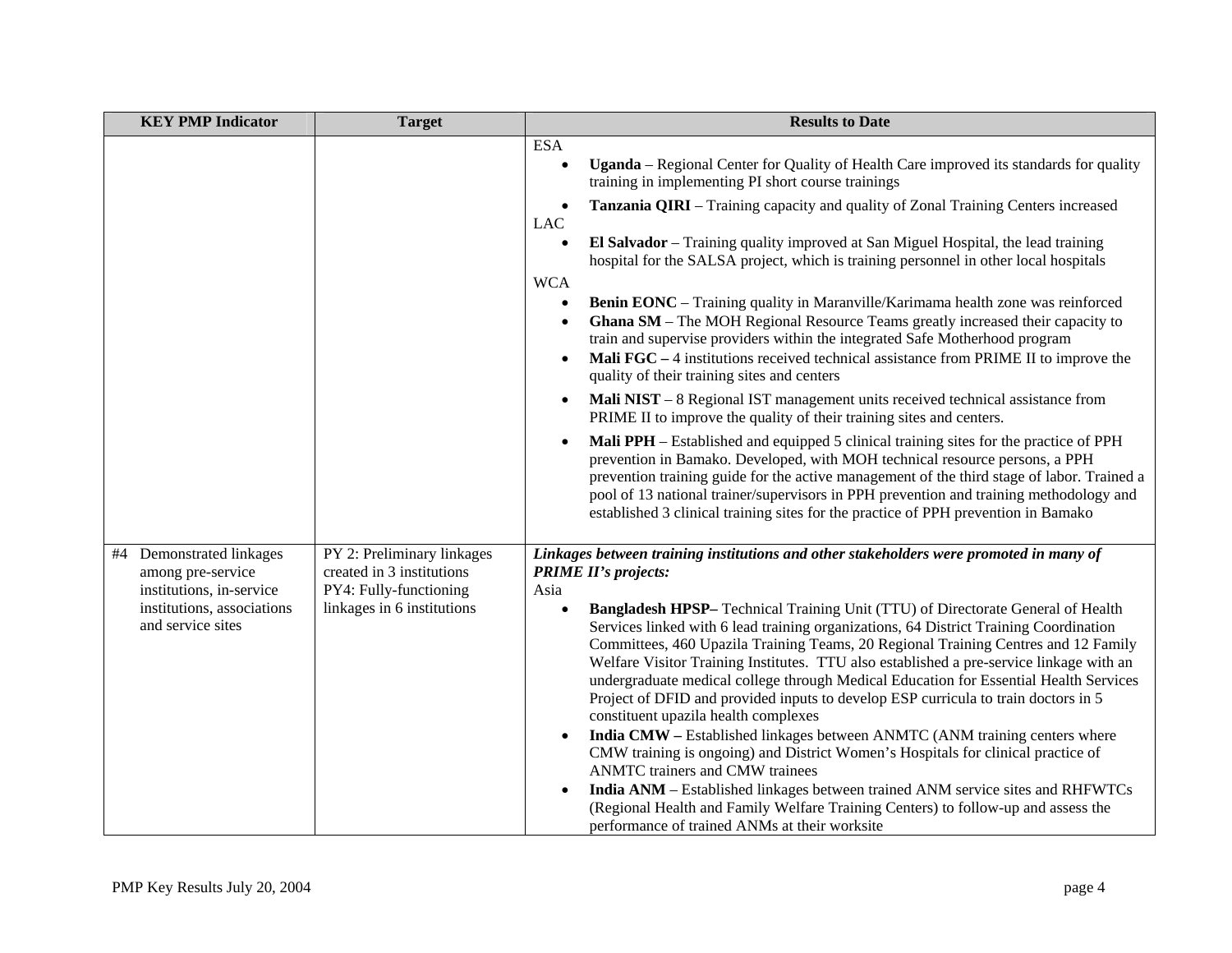| KEY PMP Indicator | Target | Results to Date |
|---|---|---|
| | | ESA<br>• **Uganda** – Regional Center for Quality of Health Care improved its standards for quality training in implementing PI short course trainings<br>• **Tanzania QIRI** – Training capacity and quality of Zonal Training Centers increased<br>LAC<br>• **El Salvador** – Training quality improved at San Miguel Hospital, the lead training hospital for the SALSA project, which is training personnel in other local hospitals<br>WCA<br>• **Benin EONC** – Training quality in Maranville/Karimama health zone was reinforced<br>• **Ghana SM** – The MOH Regional Resource Teams greatly increased their capacity to train and supervise providers within the integrated Safe Motherhood program<br>• **Mali FGC –** 4 institutions received technical assistance from PRIME II to improve the quality of their training sites and centers<br>• **Mali NIST** – 8 Regional IST management units received technical assistance from PRIME II to improve the quality of their training sites and centers.<br>• **Mali PPH** – Established and equipped 5 clinical training sites for the practice of PPH prevention in Bamako. Developed, with MOH technical resource persons, a PPH prevention training guide for the active management of the third stage of labor. Trained a pool of 13 national trainer/supervisors in PPH prevention and training methodology and established 3 clinical training sites for the practice of PPH prevention in Bamako |
| #4 Demonstrated linkages among pre-service institutions, in-service institutions, associations and service sites | PY 2: Preliminary linkages created in 3 institutions<br>PY4: Fully-functioning linkages in 6 institutions | ***Linkages between training institutions and other stakeholders were promoted in many of PRIME II's projects:***<br>Asia<br>• **Bangladesh HPSP–** Technical Training Unit (TTU) of Directorate General of Health Services linked with 6 lead training organizations, 64 District Training Coordination Committees, 460 Upazila Training Teams, 20 Regional Training Centres and 12 Family Welfare Visitor Training Institutes. TTU also established a pre-service linkage with an undergraduate medical college through Medical Education for Essential Health Services Project of DFID and provided inputs to develop ESP curricula to train doctors in 5 constituent upazila health complexes<br>• **India CMW –** Established linkages between ANMTC (ANM training centers where CMW training is ongoing) and District Women's Hospitals for clinical practice of ANMTC trainers and CMW trainees<br>• **India ANM** – Established linkages between trained ANM service sites and RHFWTCs (Regional Health and Family Welfare Training Centers) to follow-up and assess the performance of trained ANMs at their worksite |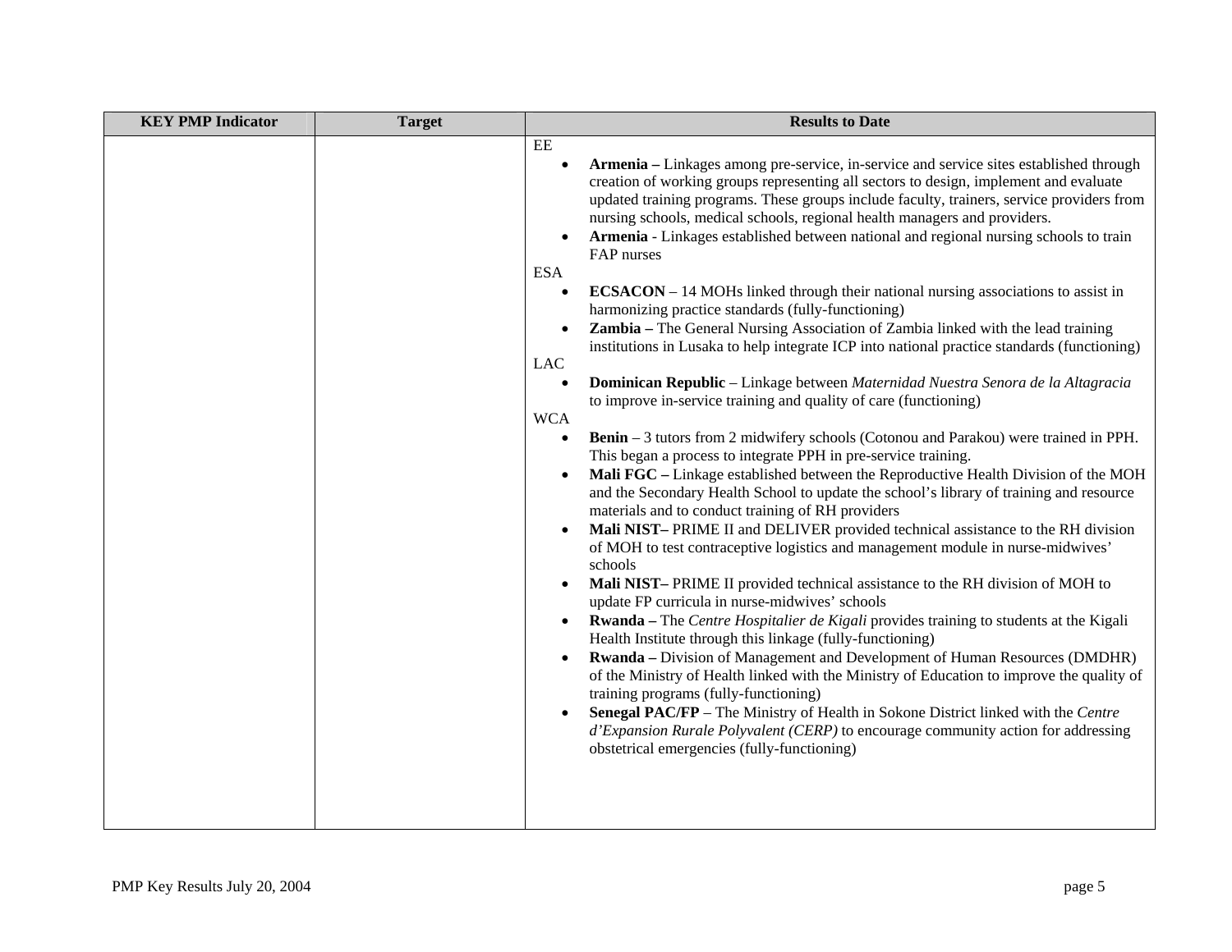| KEY PMP Indicator | Target | Results to Date |
|---|---|---|
| | | EE<br>• **Armenia –** Linkages among pre-service, in-service and service sites established through creation of working groups representing all sectors to design, implement and evaluate updated training programs. These groups include faculty, trainers, service providers from nursing schools, medical schools, regional health managers and providers.<br>• **Armenia** - Linkages established between national and regional nursing schools to train FAP nurses<br>ESA<br>• **ECSACON** – 14 MOHs linked through their national nursing associations to assist in harmonizing practice standards (fully-functioning)<br>• **Zambia –** The General Nursing Association of Zambia linked with the lead training institutions in Lusaka to help integrate ICP into national practice standards (functioning)<br>LAC<br>• **Dominican Republic** – Linkage between *Maternidad Nuestra Senora de la Altagracia* to improve in-service training and quality of care (functioning)<br>WCA<br>• **Benin** – 3 tutors from 2 midwifery schools (Cotonou and Parakou) were trained in PPH. This began a process to integrate PPH in pre-service training.<br>• **Mali FGC –** Linkage established between the Reproductive Health Division of the MOH and the Secondary Health School to update the school's library of training and resource materials and to conduct training of RH providers<br>• **Mali NIST–** PRIME II and DELIVER provided technical assistance to the RH division of MOH to test contraceptive logistics and management module in nurse-midwives' schools<br>• **Mali NIST–** PRIME II provided technical assistance to the RH division of MOH to update FP curricula in nurse-midwives' schools<br>• **Rwanda –** The *Centre Hospitalier de Kigali* provides training to students at the Kigali Health Institute through this linkage (fully-functioning)<br>• **Rwanda –** Division of Management and Development of Human Resources (DMDHR) of the Ministry of Health linked with the Ministry of Education to improve the quality of training programs (fully-functioning)<br>• **Senegal PAC/FP** – The Ministry of Health in Sokone District linked with the *Centre d'Expansion Rurale Polyvalent (CERP)* to encourage community action for addressing obstetrical emergencies (fully-functioning) |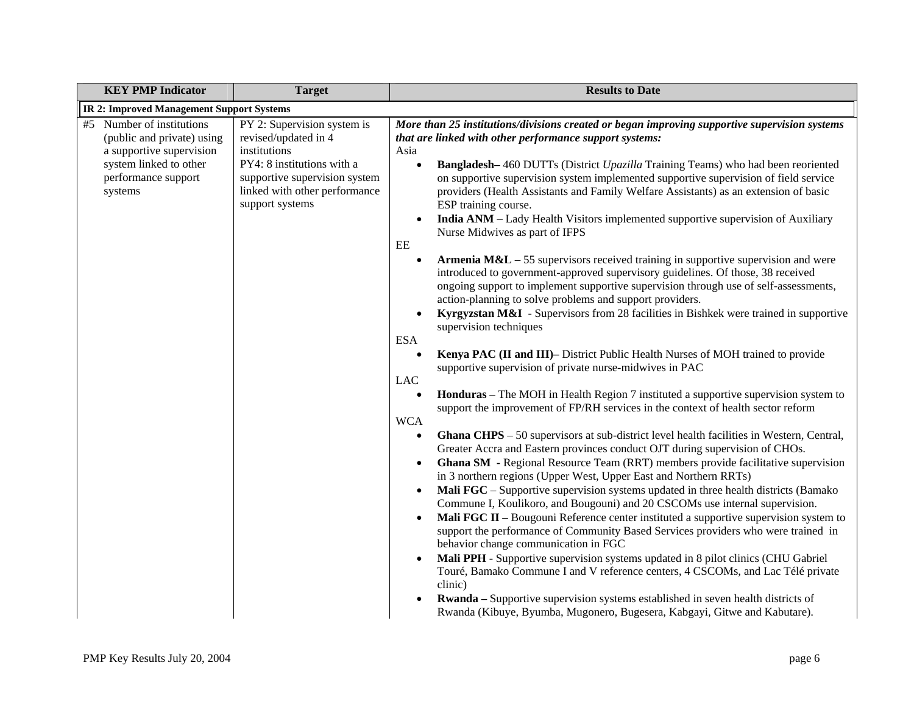| KEY PMP Indicator | Target | Results to Date |
|---|---|---|
| **IR 2: Improved Management Support Systems** | | |
| #5 Number of institutions (public and private) using a supportive supervision system linked to other performance support systems | PY 2: Supervision system is revised/updated in 4 institutions<br>PY4: 8 institutions with a supportive supervision system linked with other performance support systems | ***More than 25 institutions/divisions created or began improving supportive supervision systems that are linked with other performance support systems:***<br>Asia<br>• **Bangladesh–** 460 DUTTs (District *Upazilla* Training Teams) who had been reoriented on supportive supervision system implemented supportive supervision of field service providers (Health Assistants and Family Welfare Assistants) as an extension of basic ESP training course.<br>• **India ANM** – Lady Health Visitors implemented supportive supervision of Auxiliary Nurse Midwives as part of IFPS<br>EE<br>• **Armenia M&L** – 55 supervisors received training in supportive supervision and were introduced to government-approved supervisory guidelines. Of those, 38 received ongoing support to implement supportive supervision through use of self-assessments, action-planning to solve problems and support providers.<br>• **Kyrgyzstan M&I** - Supervisors from 28 facilities in Bishkek were trained in supportive supervision techniques<br>ESA<br>• **Kenya PAC (II and III)–** District Public Health Nurses of MOH trained to provide supportive supervision of private nurse-midwives in PAC<br>LAC<br>• **Honduras** – The MOH in Health Region 7 instituted a supportive supervision system to support the improvement of FP/RH services in the context of health sector reform<br>WCA<br>• **Ghana CHPS** – 50 supervisors at sub-district level health facilities in Western, Central, Greater Accra and Eastern provinces conduct OJT during supervision of CHOs.<br>• **Ghana SM** - Regional Resource Team (RRT) members provide facilitative supervision in 3 northern regions (Upper West, Upper East and Northern RRTs)<br>• **Mali FGC** – Supportive supervision systems updated in three health districts (Bamako Commune I, Koulikoro, and Bougouni) and 20 CSCOMs use internal supervision.<br>• **Mali FGC II** – Bougouni Reference center instituted a supportive supervision system to support the performance of Community Based Services providers who were trained in behavior change communication in FGC<br>• **Mali PPH** - Supportive supervision systems updated in 8 pilot clinics (CHU Gabriel Touré, Bamako Commune I and V reference centers, 4 CSCOMs, and Lac Télé private clinic)<br>• **Rwanda –** Supportive supervision systems established in seven health districts of Rwanda (Kibuye, Byumba, Mugonero, Bugesera, Kabgayi, Gitwe and Kabutare). |

PMP Key Results July 20, 2004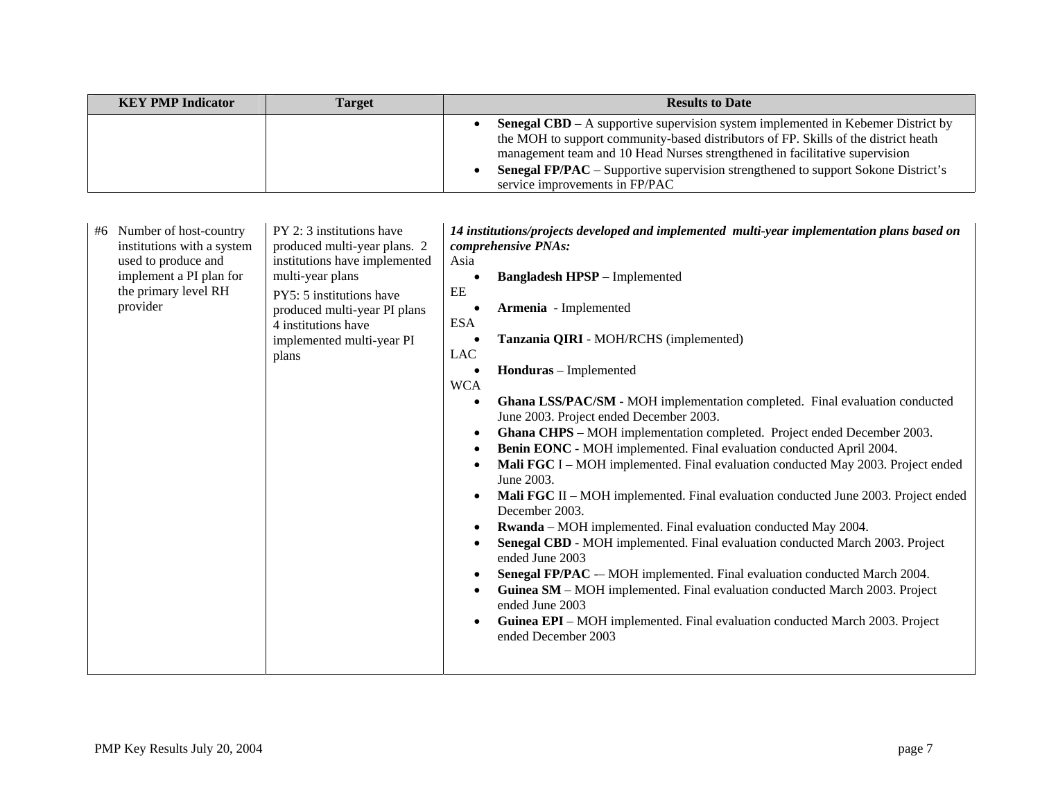| KEY PMP Indicator | Target | Results to Date |
|---|---|---|
| | | • **Senegal CBD** – A supportive supervision system implemented in Kebemer District by the MOH to support community-based distributors of FP. Skills of the district heath management team and 10 Head Nurses strengthened in facilitative supervision<br>• **Senegal FP/PAC** – Supportive supervision strengthened to support Sokone District's service improvements in FP/PAC |
| #6 Number of host-country institutions with a system used to produce and implement a PI plan for the primary level RH provider | PY 2: 3 institutions have produced multi-year plans. 2 institutions have implemented multi-year plans<br><br>PY5: 5 institutions have produced multi-year PI plans 4 institutions have implemented multi-year PI plans | ***14 institutions/projects developed and implemented multi-year implementation plans based on comprehensive PNAs:***<br>Asia<br>• **Bangladesh HPSP** – Implemented<br>EE<br>• **Armenia** - Implemented<br>ESA<br>• **Tanzania QIRI** - MOH/RCHS (implemented)<br>LAC<br>• **Honduras** – Implemented<br>WCA<br>• **Ghana LSS/PAC/SM -** MOH implementation completed. Final evaluation conducted June 2003. Project ended December 2003.<br>• **Ghana CHPS** – MOH implementation completed. Project ended December 2003.<br>• **Benin EONC** - MOH implemented. Final evaluation conducted April 2004.<br>• **Mali FGC** I – MOH implemented. Final evaluation conducted May 2003. Project ended June 2003.<br>• **Mali FGC** II – MOH implemented. Final evaluation conducted June 2003. Project ended December 2003.<br>• **Rwanda** – MOH implemented. Final evaluation conducted May 2004.<br>• **Senegal CBD** - MOH implemented. Final evaluation conducted March 2003. Project ended June 2003<br>• **Senegal FP/PAC** -– MOH implemented. Final evaluation conducted March 2004.<br>• **Guinea SM** – MOH implemented. Final evaluation conducted March 2003. Project ended June 2003<br>• **Guinea EPI** – MOH implemented. Final evaluation conducted March 2003. Project ended December 2003 |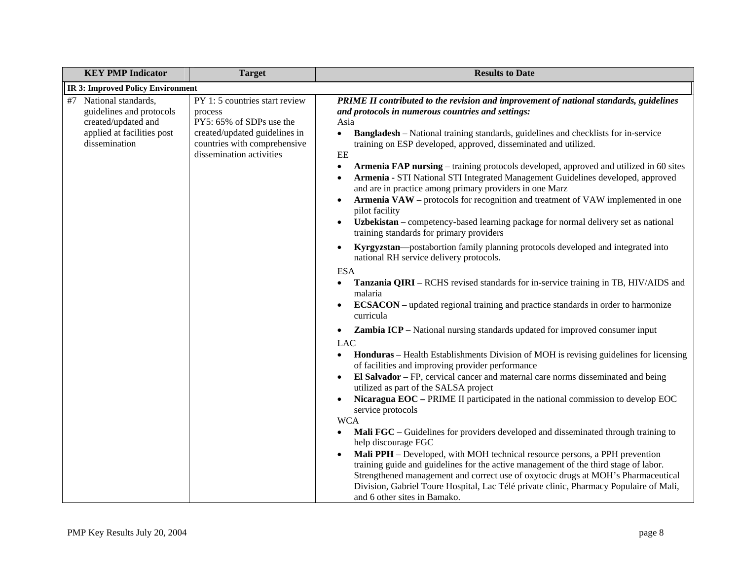| KEY PMP Indicator | Target | Results to Date |
|---|---|---|
| **IR 3: Improved Policy Environment** | | |
| #7 National standards, guidelines and protocols created/updated and applied at facilities post dissemination | PY 1: 5 countries start review process<br>PY5: 65% of SDPs use the created/updated guidelines in countries with comprehensive dissemination activities | ***PRIME II contributed to the revision and improvement of national standards, guidelines and protocols in numerous countries and settings:***<br>Asia<br>• **Bangladesh** – National training standards, guidelines and checklists for in-service training on ESP developed, approved, disseminated and utilized.<br>EE<br>• **Armenia FAP nursing** – training protocols developed, approved and utilized in 60 sites<br>• **Armenia -** STI National STI Integrated Management Guidelines developed, approved and are in practice among primary providers in one Marz<br>• **Armenia VAW** – protocols for recognition and treatment of VAW implemented in one pilot facility<br>• **Uzbekistan** – competency-based learning package for normal delivery set as national training standards for primary providers<br>• **Kyrgyzstan**—postabortion family planning protocols developed and integrated into national RH service delivery protocols.<br>ESA<br>• **Tanzania QIRI** – RCHS revised standards for in-service training in TB, HIV/AIDS and malaria<br>• **ECSACON** – updated regional training and practice standards in order to harmonize curricula<br>• **Zambia ICP** – National nursing standards updated for improved consumer input<br>LAC<br>• **Honduras** – Health Establishments Division of MOH is revising guidelines for licensing of facilities and improving provider performance<br>• **El Salvador** – FP, cervical cancer and maternal care norms disseminated and being utilized as part of the SALSA project<br>• **Nicaragua EOC –** PRIME II participated in the national commission to develop EOC service protocols<br>WCA<br>• **Mali FGC** – Guidelines for providers developed and disseminated through training to help discourage FGC<br>• **Mali PPH** – Developed, with MOH technical resource persons, a PPH prevention training guide and guidelines for the active management of the third stage of labor. Strengthened management and correct use of oxytocic drugs at MOH's Pharmaceutical Division, Gabriel Toure Hospital, Lac Télé private clinic, Pharmacy Populaire of Mali, and 6 other sites in Bamako. |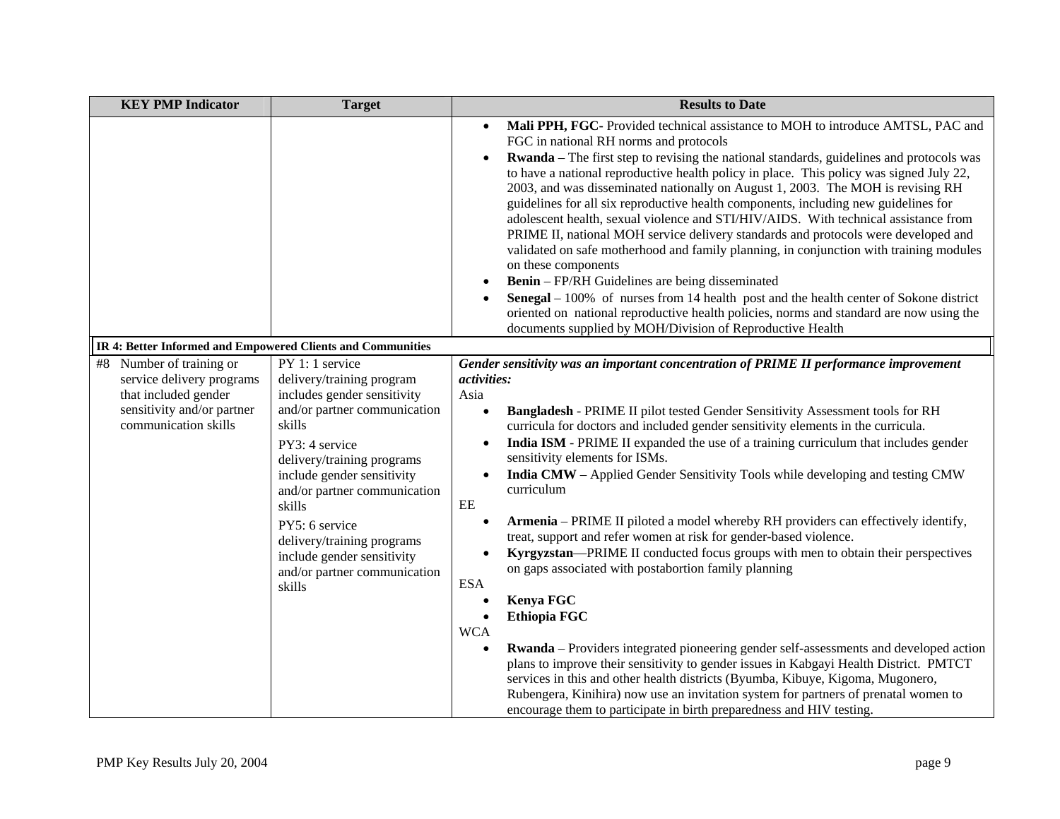| KEY PMP Indicator | Target | Results to Date |
|---|---|---|
| | | • **Mali PPH, FGC**- Provided technical assistance to MOH to introduce AMTSL, PAC and FGC in national RH norms and protocols<br>• **Rwanda** – The first step to revising the national standards, guidelines and protocols was to have a national reproductive health policy in place. This policy was signed July 22, 2003, and was disseminated nationally on August 1, 2003. The MOH is revising RH guidelines for all six reproductive health components, including new guidelines for adolescent health, sexual violence and STI/HIV/AIDS. With technical assistance from PRIME II, national MOH service delivery standards and protocols were developed and validated on safe motherhood and family planning, in conjunction with training modules on these components<br>• **Benin** – FP/RH Guidelines are being disseminated<br>• **Senegal** – 100% of nurses from 14 health post and the health center of Sokone district oriented on national reproductive health policies, norms and standard are now using the documents supplied by MOH/Division of Reproductive Health |
| **IR 4: Better Informed and Empowered Clients and Communities** | | |
| #8 Number of training or service delivery programs that included gender sensitivity and/or partner communication skills | PY 1: 1 service delivery/training program includes gender sensitivity and/or partner communication skills<br><br>PY3: 4 service delivery/training programs include gender sensitivity and/or partner communication skills<br><br>PY5: 6 service delivery/training programs include gender sensitivity and/or partner communication skills | ***Gender sensitivity was an important concentration of PRIME II performance improvement activities:***<br>Asia<br>• **Bangladesh** - PRIME II pilot tested Gender Sensitivity Assessment tools for RH curricula for doctors and included gender sensitivity elements in the curricula.<br>• **India ISM** - PRIME II expanded the use of a training curriculum that includes gender sensitivity elements for ISMs.<br>• **India CMW** – Applied Gender Sensitivity Tools while developing and testing CMW curriculum<br>EE<br>• **Armenia** – PRIME II piloted a model whereby RH providers can effectively identify, treat, support and refer women at risk for gender-based violence.<br>• **Kyrgyzstan**—PRIME II conducted focus groups with men to obtain their perspectives on gaps associated with postabortion family planning<br>ESA<br>• **Kenya FGC**<br>• **Ethiopia FGC**<br>WCA<br>• **Rwanda** – Providers integrated pioneering gender self-assessments and developed action plans to improve their sensitivity to gender issues in Kabgayi Health District. PMTCT services in this and other health districts (Byumba, Kibuye, Kigoma, Mugonero, Rubengera, Kinihira) now use an invitation system for partners of prenatal women to encourage them to participate in birth preparedness and HIV testing. |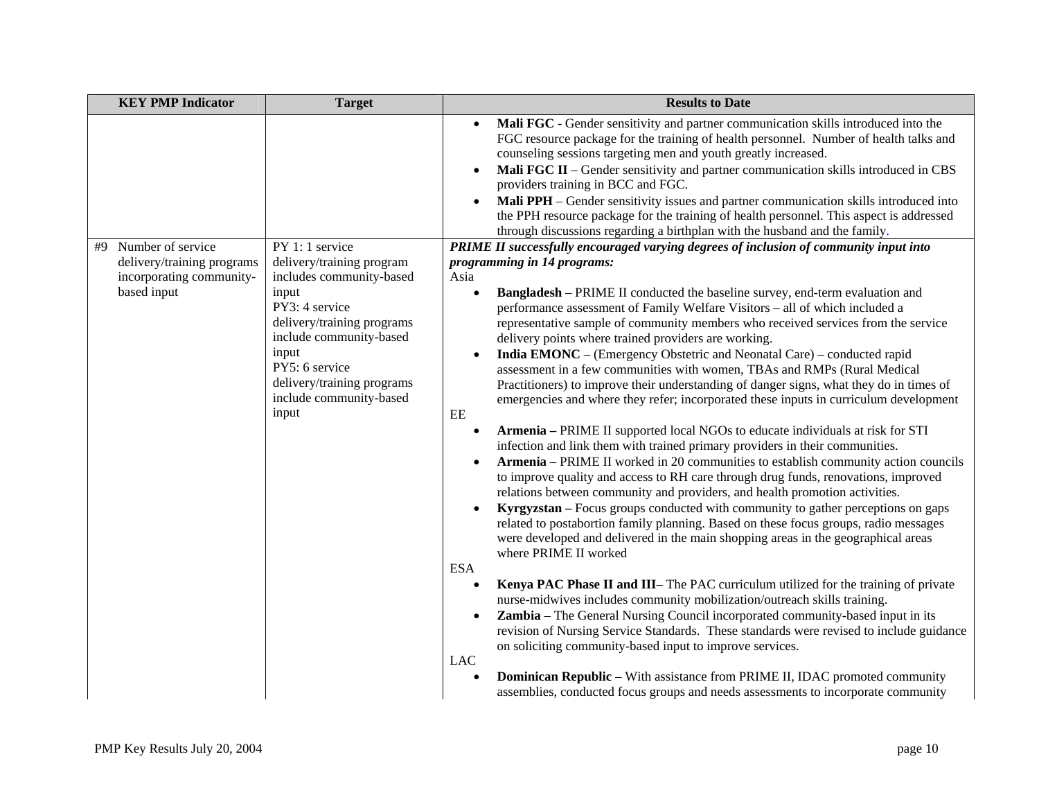| KEY PMP Indicator | Target | Results to Date |
|---|---|---|
| | | • **Mali FGC** - Gender sensitivity and partner communication skills introduced into the FGC resource package for the training of health personnel. Number of health talks and counseling sessions targeting men and youth greatly increased.<br>• **Mali FGC II** – Gender sensitivity and partner communication skills introduced in CBS providers training in BCC and FGC.<br>• **Mali PPH** – Gender sensitivity issues and partner communication skills introduced into the PPH resource package for the training of health personnel. This aspect is addressed through discussions regarding a birthplan with the husband and the family. |
| #9 Number of service delivery/training programs incorporating community-based input | PY 1: 1 service delivery/training program includes community-based input<br>PY3: 4 service delivery/training programs include community-based input<br>PY5: 6 service delivery/training programs include community-based input | ***PRIME II successfully encouraged varying degrees of inclusion of community input into programming in 14 programs:***<br>Asia<br>• **Bangladesh** – PRIME II conducted the baseline survey, end-term evaluation and performance assessment of Family Welfare Visitors – all of which included a representative sample of community members who received services from the service delivery points where trained providers are working.<br>• **India EMONC** – (Emergency Obstetric and Neonatal Care) – conducted rapid assessment in a few communities with women, TBAs and RMPs (Rural Medical Practitioners) to improve their understanding of danger signs, what they do in times of emergencies and where they refer; incorporated these inputs in curriculum development<br>EE<br>• **Armenia –** PRIME II supported local NGOs to educate individuals at risk for STI infection and link them with trained primary providers in their communities.<br>• **Armenia** – PRIME II worked in 20 communities to establish community action councils to improve quality and access to RH care through drug funds, renovations, improved relations between community and providers, and health promotion activities.<br>• **Kyrgyzstan –** Focus groups conducted with community to gather perceptions on gaps related to postabortion family planning. Based on these focus groups, radio messages were developed and delivered in the main shopping areas in the geographical areas where PRIME II worked<br>ESA<br>• **Kenya PAC Phase II and III**– The PAC curriculum utilized for the training of private nurse-midwives includes community mobilization/outreach skills training.<br>• **Zambia** – The General Nursing Council incorporated community-based input in its revision of Nursing Service Standards. These standards were revised to include guidance on soliciting community-based input to improve services.<br>LAC<br>• **Dominican Republic** – With assistance from PRIME II, IDAC promoted community assemblies, conducted focus groups and needs assessments to incorporate community |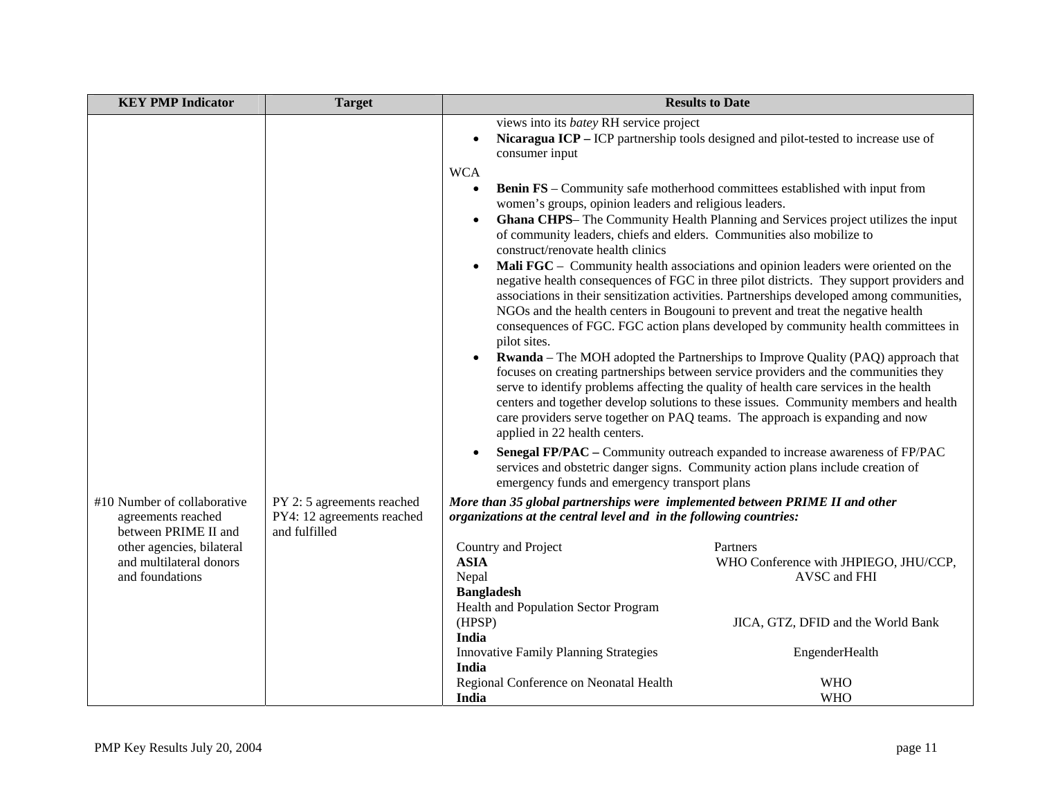| KEY PMP Indicator | Target | Results to Date |
|---|---|---|
| | | views into its *batey* RH service project<br>• **Nicaragua ICP –** ICP partnership tools designed and pilot-tested to increase use of consumer input<br><br>WCA<br>• **Benin FS** – Community safe motherhood committees established with input from women's groups, opinion leaders and religious leaders.<br>• **Ghana CHPS**– The Community Health Planning and Services project utilizes the input of community leaders, chiefs and elders. Communities also mobilize to construct/renovate health clinics<br>• **Mali FGC** – Community health associations and opinion leaders were oriented on the negative health consequences of FGC in three pilot districts. They support providers and associations in their sensitization activities. Partnerships developed among communities, NGOs and the health centers in Bougouni to prevent and treat the negative health consequences of FGC. FGC action plans developed by community health committees in pilot sites.<br>• **Rwanda** – The MOH adopted the Partnerships to Improve Quality (PAQ) approach that focuses on creating partnerships between service providers and the communities they serve to identify problems affecting the quality of health care services in the health centers and together develop solutions to these issues. Community members and health care providers serve together on PAQ teams. The approach is expanding and now applied in 22 health centers.<br>• **Senegal FP/PAC –** Community outreach expanded to increase awareness of FP/PAC services and obstetric danger signs. Community action plans include creation of emergency funds and emergency transport plans |
| #10 Number of collaborative agreements reached between PRIME II and other agencies, bilateral and multilateral donors and foundations | PY 2: 5 agreements reached<br>PY4: 12 agreements reached and fulfilled | ***More than 35 global partnerships were implemented between PRIME II and other organizations at the central level and in the following countries:***<br><br>Country and Project — Partners<br>**ASIA**<br>Nepal — WHO Conference with JHPIEGO, JHU/CCP, AVSC and FHI<br>**Bangladesh**<br>Health and Population Sector Program (HPSP) — JICA, GTZ, DFID and the World Bank<br>**India**<br>Innovative Family Planning Strategies — EngenderHealth<br>**India**<br>Regional Conference on Neonatal Health — WHO<br>**India** — WHO |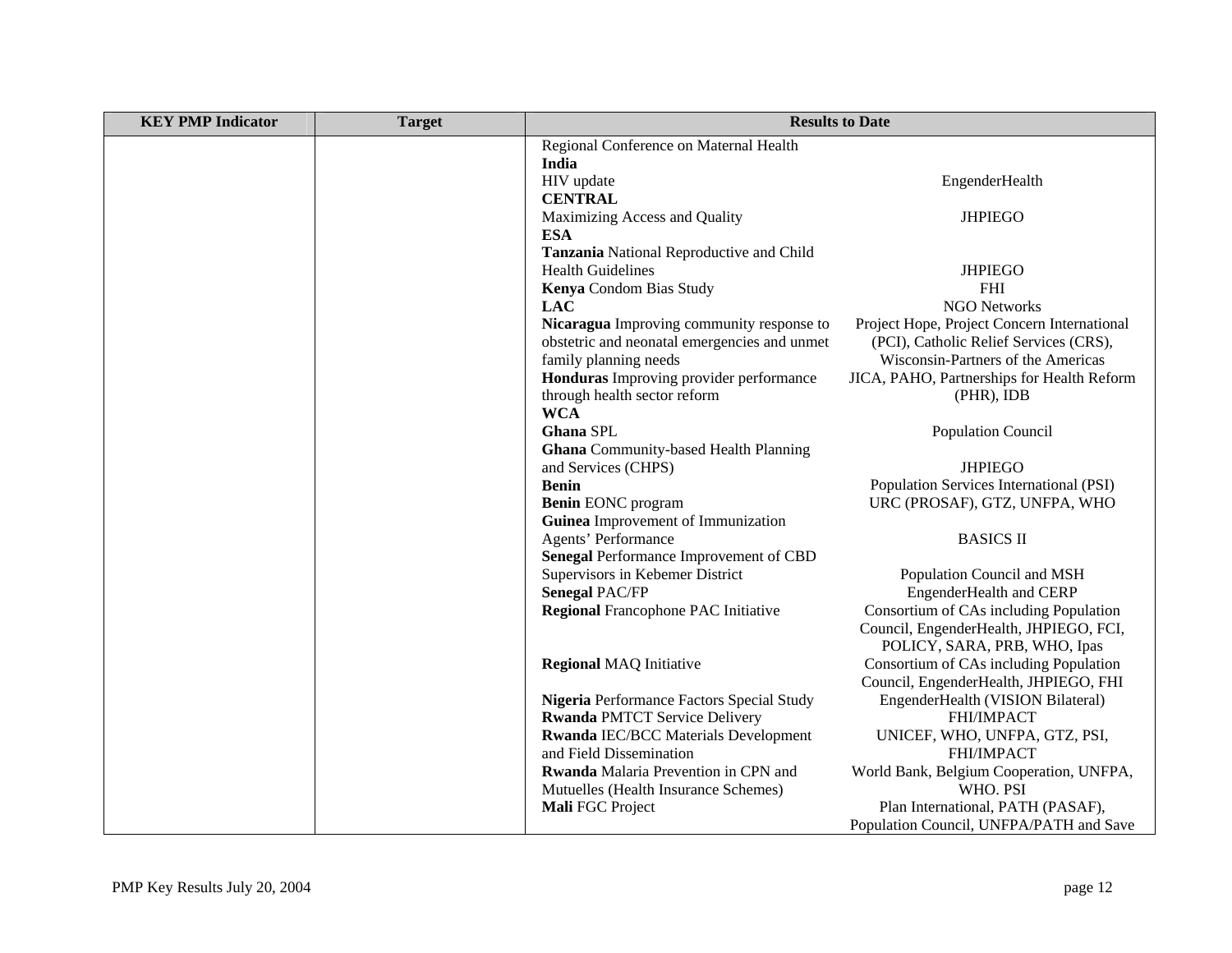| KEY PMP Indicator | Target | Results to Date | |
|---|---|---|---|
| | | Regional Conference on Maternal Health | |
| | | **India** | |
| | | HIV update | EngenderHealth |
| | | **CENTRAL** | |
| | | Maximizing Access and Quality | JHPIEGO |
| | | **ESA** | |
| | | **Tanzania** National Reproductive and Child Health Guidelines | JHPIEGO |
| | | **Kenya** Condom Bias Study | FHI |
| | | **LAC** | NGO Networks |
| | | **Nicaragua** Improving community response to obstetric and neonatal emergencies and unmet family planning needs | Project Hope, Project Concern International (PCI), Catholic Relief Services (CRS), Wisconsin-Partners of the Americas |
| | | **Honduras** Improving provider performance through health sector reform | JICA, PAHO, Partnerships for Health Reform (PHR), IDB |
| | | **WCA** | |
| | | **Ghana** SPL | Population Council |
| | | **Ghana** Community-based Health Planning and Services (CHPS) | JHPIEGO |
| | | **Benin** | Population Services International (PSI) |
| | | **Benin** EONC program | URC (PROSAF), GTZ, UNFPA, WHO |
| | | **Guinea** Improvement of Immunization Agents' Performance | BASICS II |
| | | **Senegal** Performance Improvement of CBD Supervisors in Kebemer District | Population Council and MSH |
| | | **Senegal** PAC/FP | EngenderHealth and CERP |
| | | **Regional** Francophone PAC Initiative | Consortium of CAs including Population Council, EngenderHealth, JHPIEGO, FCI, POLICY, SARA, PRB, WHO, Ipas |
| | | **Regional** MAQ Initiative | Consortium of CAs including Population Council, EngenderHealth, JHPIEGO, FHI |
| | | **Nigeria** Performance Factors Special Study | EngenderHealth (VISION Bilateral) |
| | | **Rwanda** PMTCT Service Delivery | FHI/IMPACT |
| | | **Rwanda** IEC/BCC Materials Development and Field Dissemination | UNICEF, WHO, UNFPA, GTZ, PSI, FHI/IMPACT |
| | | **Rwanda** Malaria Prevention in CPN and Mutuelles (Health Insurance Schemes) | World Bank, Belgium Cooperation, UNFPA, WHO. PSI |
| | | **Mali** FGC Project | Plan International, PATH (PASAF), Population Council, UNFPA/PATH and Save |

PMP Key Results July 20, 2004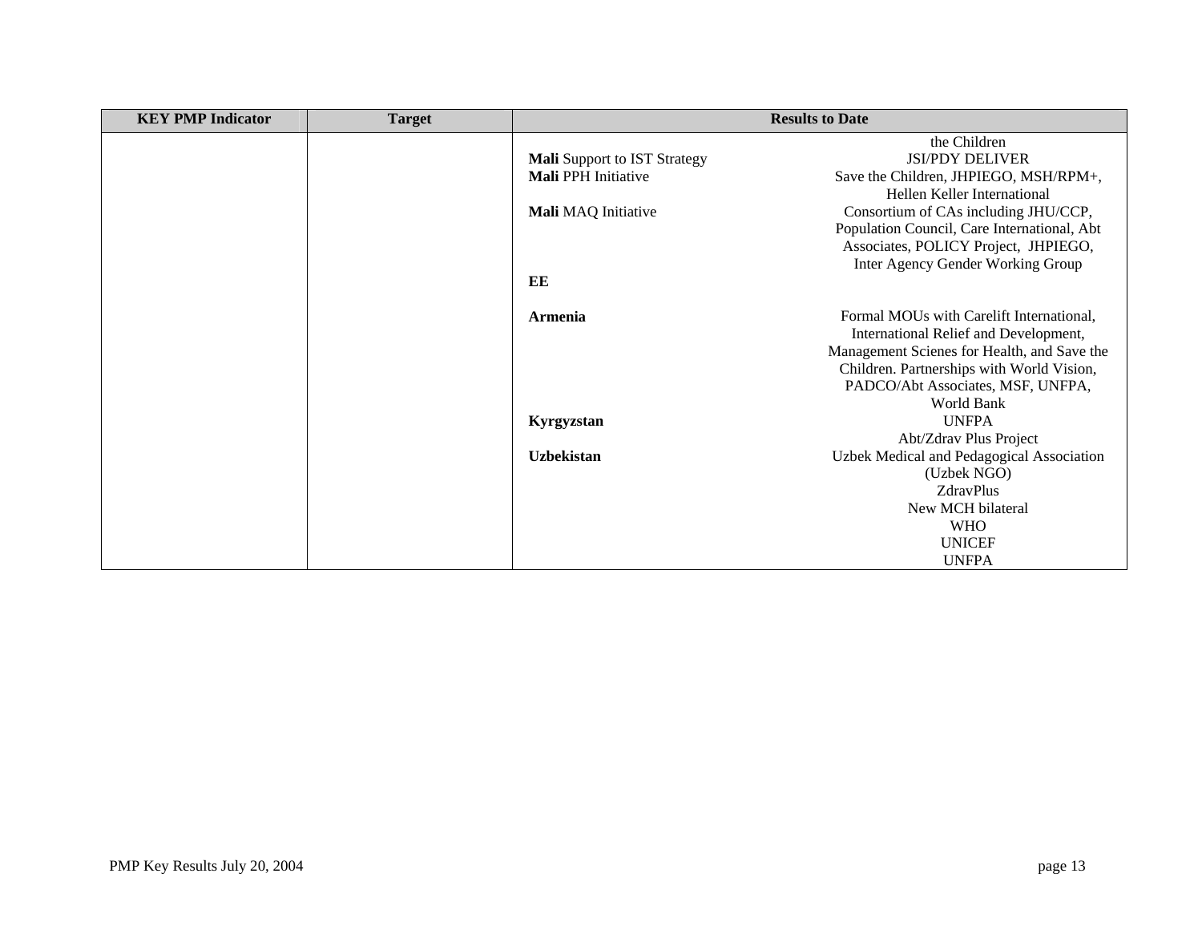| KEY PMP Indicator | Target | Results to Date | |
|---|---|---|---|
| | | | the Children |
| | | **Mali** Support to IST Strategy | JSI/PDY DELIVER |
| | | **Mali** PPH Initiative | Save the Children, JHPIEGO, MSH/RPM+, Hellen Keller International |
| | | **Mali** MAQ Initiative | Consortium of CAs including JHU/CCP, Population Council, Care International, Abt Associates, POLICY Project, JHPIEGO, Inter Agency Gender Working Group |
| | | **EE** | |
| | | **Armenia** | Formal MOUs with Carelift International, International Relief and Development, Management Scienes for Health, and Save the Children. Partnerships with World Vision, PADCO/Abt Associates, MSF, UNFPA, World Bank |
| | | **Kyrgyzstan** | UNFPA<br>Abt/Zdrav Plus Project |
| | | **Uzbekistan** | Uzbek Medical and Pedagogical Association (Uzbek NGO)<br>ZdravPlus<br>New MCH bilateral<br>WHO<br>UNICEF<br>UNFPA |